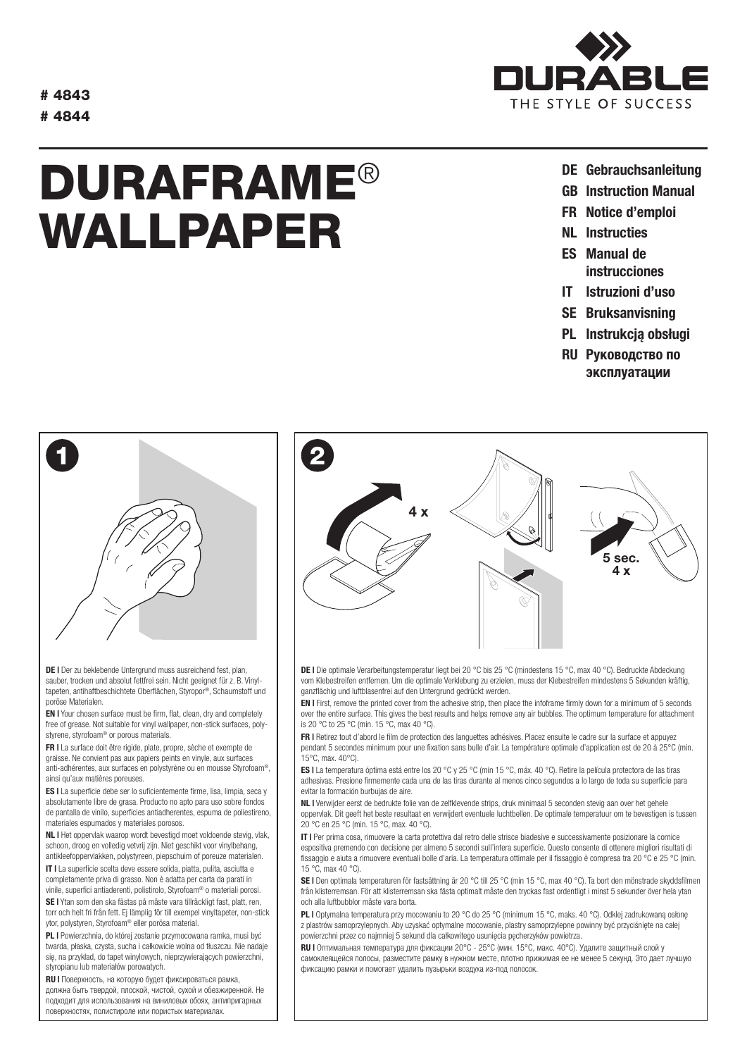# 4843
# 4844

DURABLE
THE STYLE OF SUCCESS

# DURAFRAME® WALLPAPER

- **DE Gebrauchsanleitung**
- **GB Instruction Manual**
- **FR Notice d'emploi**
- **NL Instructies**
- **ES Manual de instrucciones**
- **IT Istruzioni d'uso**
- **SE Bruksanvisning**
- **PL Instrukcją obsługi**
- **RU Руководство по эксплуатации**

## 1

**DE |** Der zu beklebende Untergrund muss ausreichend fest, plan, sauber, trocken und absolut fettfrei sein. Nicht geeignet für z. B. Vinyltapeten, antihaftbeschichtete Oberflächen, Styropor®, Schaumstoff und poröse Materialen.

**EN |** Your chosen surface must be firm, flat, clean, dry and completely free of grease. Not suitable for vinyl wallpaper, non-stick surfaces, polystyrene, styrofoam® or porous materials.

**FR |** La surface doit être rigide, plate, propre, sèche et exempte de graisse. Ne convient pas aux papiers peints en vinyle, aux surfaces anti-adhérentes, aux surfaces en polystyrène ou en mousse Styrofoam®, ainsi qu'aux matières poreuses.

**ES |** La superficie debe ser lo suficientemente firme, lisa, limpia, seca y absolutamente libre de grasa. Producto no apto para uso sobre fondos de pantalla de vinilo, superficies antiadherentes, espuma de poliestireno, materiales espumados y materiales porosos.

**NL |** Het oppervlak waarop wordt bevestigd moet voldoende stevig, vlak, schoon, droog en volledig vetvrij zijn. Niet geschikt voor vinylbehang, antikleefoppervlakken, polystyreen, piepschuim of poreuze materialen.

**IT |** La superficie scelta deve essere solida, piatta, pulita, asciutta e completamente priva di grasso. Non è adatta per carta da parati in vinile, superfici antiaderenti, polistirolo, Styrofoam® o materiali porosi.

**SE |** Ytan som den ska fästas på måste vara tillräckligt fast, platt, ren, torr och helt fri från fett. Ej lämplig för till exempel vinyltapeter, non-stick ytor, polystyren, Styrofoam® eller porösa material.

**PL |** Powierzchnia, do której zostanie przymocowana ramka, musi być twarda, płaska, czysta, sucha i całkowicie wolna od tłuszczu. Nie nadaje się, na przykład, do tapet winylowych, nieprzywierających powierzchni, styropianu lub materiałów porowatych.

**RU |** Поверхность, на которую будет фиксироваться рамка, должна быть твердой, плоской, чистой, сухой и обезжиренной. Не подходит для использования на виниловых обоях, антипригарных поверхностях, полистироле или пористых материалах.

## 2

4 x

5 sec.
4 x

**DE |** Die optimale Verarbeitungstemperatur liegt bei 20 °C bis 25 °C (mindestens 15 °C, max 40 °C). Bedruckte Abdeckung vom Klebestreifen entfernen. Um die optimale Verklebung zu erzielen, muss der Klebestreifen mindestens 5 Sekunden kräftig, ganzflächig und luftblasenfrei auf den Untergrund gedrückt werden.

**EN |** First, remove the printed cover from the adhesive strip, then place the infoframe firmly down for a minimum of 5 seconds over the entire surface. This gives the best results and helps remove any air bubbles. The optimum temperature for attachment is 20 °C to 25 °C (min. 15 °C, max 40 °C).

**FR |** Retirez tout d'abord le film de protection des languettes adhésives. Placez ensuite le cadre sur la surface et appuyez pendant 5 secondes minimum pour une fixation sans bulle d'air. La température optimale d'application est de 20 à 25°C (min. 15°C, max. 40°C).

**ES |** La temperatura óptima está entre los 20 °C y 25 °C (min 15 °C, máx. 40 °C). Retire la película protectora de las tiras adhesivas. Presione firmemente cada una de las tiras durante al menos cinco segundos a lo largo de toda su superficie para evitar la formación burbujas de aire.

**NL |** Verwijder eerst de bedrukte folie van de zelfklevende strips, druk minimaal 5 seconden stevig aan over het gehele oppervlak. Dit geeft het beste resultaat en verwijdert eventuele luchtbellen. De optimale temperatuur om te bevestigen is tussen 20 °C en 25 °C (min. 15 °C, max. 40 °C).

**IT |** Per prima cosa, rimuovere la carta protettiva dal retro delle strisce biadesive e successivamente posizionare la cornice espositiva premendo con decisione per almeno 5 secondi sull'intera superficie. Questo consente di ottenere migliori risultati di fissaggio e aiuta a rimuovere eventuali bolle d'aria. La temperatura ottimale per il fissaggio è compresa tra 20 °C e 25 °C (min. 15 °C, max 40 °C).

**SE |** Den optimala temperaturen för fastsättning är 20 °C till 25 °C (min 15 °C, max 40 °C). Ta bort den mönstrade skyddsfilmen från klisterremsan. För att klisterremsan ska fästa optimalt måste den tryckas fast ordentligt i minst 5 sekunder över hela ytan och alla luftbubblor måste vara borta.

**PL |** Optymalna temperatura przy mocowaniu to 20 °C do 25 °C (minimum 15 °C, maks. 40 °C). Odklej zadrukowaną osłonę z plastrów samoprzylepnych. Aby uzyskać optymalne mocowanie, plastry samoprzylepne powinny być przyciśnięte na całej powierzchni przez co najmniej 5 sekund dla całkowitego usunięcia pęcherzyków powietrza.

**RU |** Оптимальная температура для фиксации 20°C - 25°C (мин. 15°C, макс. 40°C). Удалите защитный слой у самоклеящейся полосы, разместите рамку в нужном месте, плотно прижимая ее не менее 5 секунд. Это дает лучшую фиксацию рамки и помогает удалить пузырьки воздуха из-под полосок.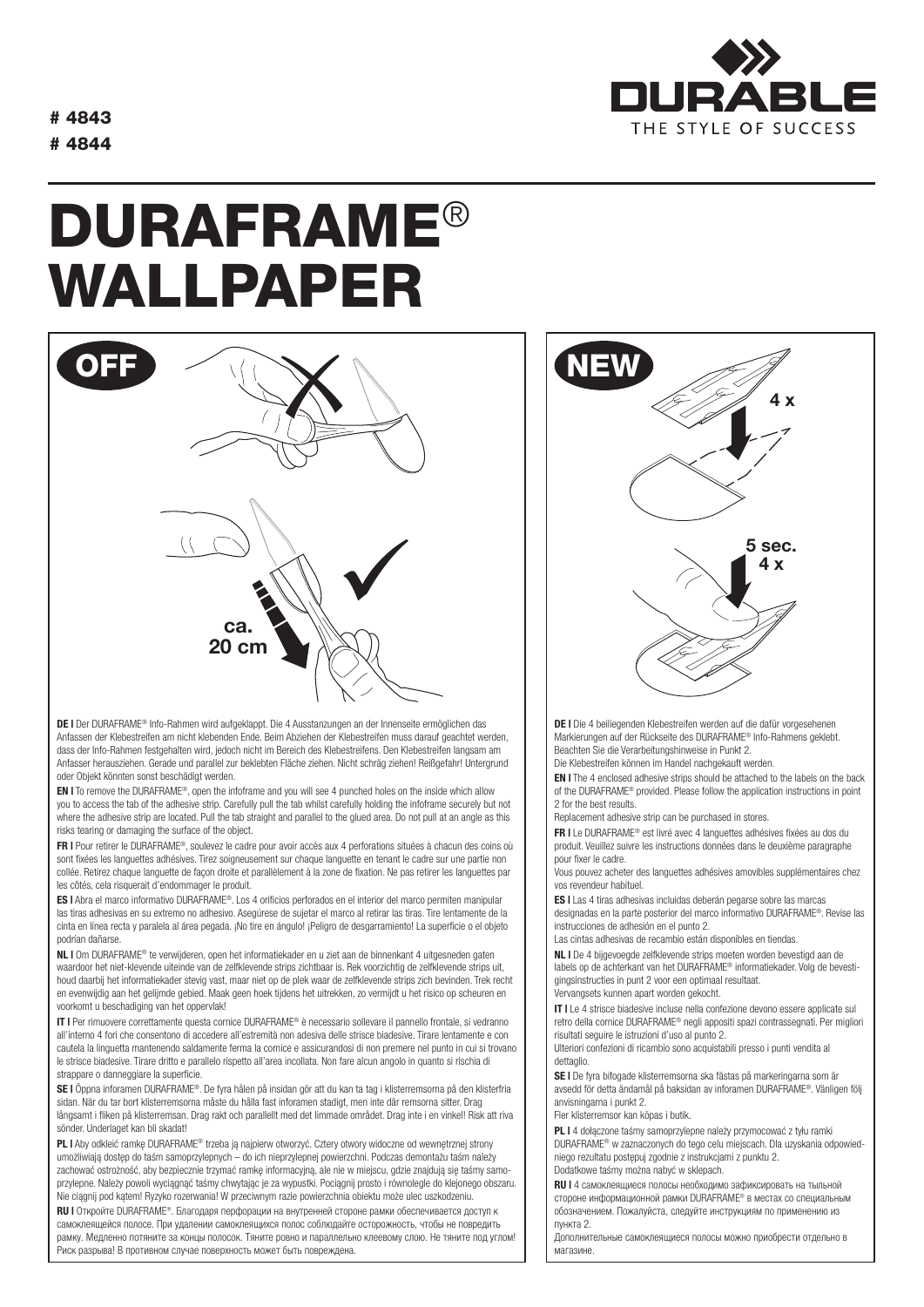# 4843
# 4844

DURABLE
THE STYLE OF SUCCESS

# DURAFRAME® WALLPAPER

## OFF

ca.
20 cm

**DE |** Der DURAFRAME® Info-Rahmen wird aufgeklappt. Die 4 Ausstanzungen an der Innenseite ermöglichen das Anfassen der Klebestreifen am nicht klebenden Ende. Beim Abziehen der Klebestreifen muss darauf geachtet werden, dass der Info-Rahmen festgehalten wird, jedoch nicht im Bereich des Klebestreifens. Den Klebestreifen langsam am Anfasser herausziehen. Gerade und parallel zur beklebten Fläche ziehen. Nicht schräg ziehen! Reißgefahr! Untergrund oder Objekt könnten sonst beschädigt werden.

**EN |** To remove the DURAFRAME®, open the infoframe and you will see 4 punched holes on the inside which allow you to access the tab of the adhesive strip. Carefully pull the tab whilst carefully holding the infoframe securely but not where the adhesive strip are located. Pull the tab straight and parallel to the glued area. Do not pull at an angle as this risks tearing or damaging the surface of the object.

**FR |** Pour retirer le DURAFRAME®, soulevez le cadre pour avoir accès aux 4 perforations situées à chacun des coins où sont fixées les languettes adhésives. Tirez soigneusement sur chaque languette en tenant le cadre sur une partie non collée. Retirez chaque languette de façon droite et parallèlement à la zone de fixation. Ne pas retirer les languettes par les côtés, cela risquerait d'endommager le produit.

**ES |** Abra el marco informativo DURAFRAME®. Los 4 orificios perforados en el interior del marco permiten manipular las tiras adhesivas en su extremo no adhesivo. Asegúrese de sujetar el marco al retirar las tiras. Tire lentamente de la cinta en línea recta y paralela al área pegada. ¡No tire en ángulo! ¡Peligro de desgarramiento! La superficie o el objeto podrían dañarse.

**NL |** Om DURAFRAME® te verwijderen, open het informatiekader en u ziet aan de binnenkant 4 uitgesneden gaten waardoor het niet-klevende uiteinde van de zelfklevende strips zichtbaar is. Rek voorzichtig de zelfklevende strips uit, houd daarbij het informatiekader stevig vast, maar niet op de plek waar de zelfklevende strips zich bevinden. Trek recht en evenwijdig aan het gelijmde gebied. Maak geen hoek tijdens het uittrekken, zo vermijdt u het risico op scheuren en voorkomt u beschadiging van het oppervlak!

**IT |** Per rimuovere correttamente questa cornice DURAFRAME® è necessario sollevare il pannello frontale, si vedranno all'interno 4 fori che consentono di accedere all'estremità non adesiva delle strisce biadesive. Tirare lentamente e con cautela la linguetta mantenendo saldamente ferma la cornice e assicurandosi di non premere nel punto in cui si trovano le strisce biadesive. Tirare dritto e parallelo rispetto all'area incollata. Non fare alcun angolo in quanto si rischia di strappare o danneggiare la superficie.

**SE |** Öppna inforamen DURAFRAME®. De fyra hålen på insidan gör att du kan ta tag i klisterremsorna på den klisterfria sidan. När du tar bort klisterremsorna måste du hålla fast inforamen stadigt, men inte där remsorna sitter. Drag långsamt i fliken på klisterremsan. Drag rakt och parallellt med det limmade området. Drag inte i en vinkel! Risk att riva sönder. Underlaget kan bli skadat!

**PL |** Aby odkleić ramkę DURAFRAME® trzeba ją najpierw otworzyć. Cztery otwory widoczne od wewnętrznej strony umożliwiają dostęp do taśm samoprzylepnych – do ich nieprzylepnej powierzchni. Podczas demontażu taśm należy zachować ostrożność, aby bezpiecznie trzymać ramkę informacyjną, ale nie w miejscu, gdzie znajdują się taśmy samoprzylepne. Należy powoli wyciągnąć taśmy chwytając je za wypustki. Pociągnij prosto i równolegle do klejonego obszaru. Nie ciągnij pod kątem! Ryzyko rozerwania! W przeciwnym razie powierzchnia obiektu może ulec uszkodzeniu.

**RU |** Откройте DURAFRAME®. Благодаря перфорации на внутренней стороне рамки обеспечивается доступ к самоклеящейся полосе. При удалении самоклеящихся полос соблюдайте осторожность, чтобы не повредить рамку. Медленно потяните за концы полосок. Тяните ровно и параллельно клеевому слою. Не тяните под углом! Риск разрыва! В противном случае поверхность может быть повреждена.

## NEW

4 x

5 sec.
4 x

**DE |** Die 4 beiliegenden Klebestreifen werden auf die dafür vorgesehenen Markierungen auf der Rückseite des DURAFRAME® Info-Rahmens geklebt. Beachten Sie die Verarbeitungshinweise in Punkt 2.
Die Klebestreifen können im Handel nachgekauft werden.

**EN |** The 4 enclosed adhesive strips should be attached to the labels on the back of the DURAFRAME® provided. Please follow the application instructions in point 2 for the best results.
Replacement adhesive strip can be purchased in stores.

**FR |** Le DURAFRAME® est livré avec 4 languettes adhésives fixées au dos du produit. Veuillez suivre les instructions données dans le deuxième paragraphe pour fixer le cadre.
Vous pouvez acheter des languettes adhésives amovibles supplémentaires chez vos revendeur habituel.

**ES |** Las 4 tiras adhesivas incluidas deberán pegarse sobre las marcas designadas en la parte posterior del marco informativo DURAFRAME®. Revise las instrucciones de adhesión en el punto 2.
Las cintas adhesivas de recambio están disponibles en tiendas.

**NL |** De 4 bijgevoegde zelfklevende strips moeten worden bevestigd aan de labels op de achterkant van het DURAFRAME® informatiekader. Volg de bevestigingsinstructies in punt 2 voor een optimaal resultaat.
Vervangsets kunnen apart worden gekocht.

**IT |** Le 4 strisce biadesive incluse nella confezione devono essere applicate sul retro della cornice DURAFRAME® negli appositi spazi contrassegnati. Per migliori risultati seguire le istruzioni d'uso al punto 2.
Ulteriori confezioni di ricambio sono acquistabili presso i punti vendita al dettaglio.

**SE |** De fyra bifogade klisterremsorna ska fästas på markeringarna som är avsedd för detta ändamål på baksidan av inforamen DURAFRAME®. Vänligen följ anvisningarna i punkt 2.
Fler klisterremsor kan köpas i butik.

**PL |** 4 dołączone taśmy samoprzylepne należy przymocować z tyłu ramki DURAFRAME® w zaznaczonych do tego celu miejscach. Dla uzyskania odpowiedniego rezultatu postępuj zgodnie z instrukcjami z punktu 2.
Dodatkowe taśmy można nabyć w sklepach.

**RU |** 4 самоклеящиеся полосы необходимо зафиксировать на тыльной стороне информационной рамки DURAFRAME® в местах со специальным обозначением. Пожалуйста, следуйте инструкциям по применению из пункта 2.
Дополнительные самоклеящиеся полосы можно приобрести отдельно в магазине.